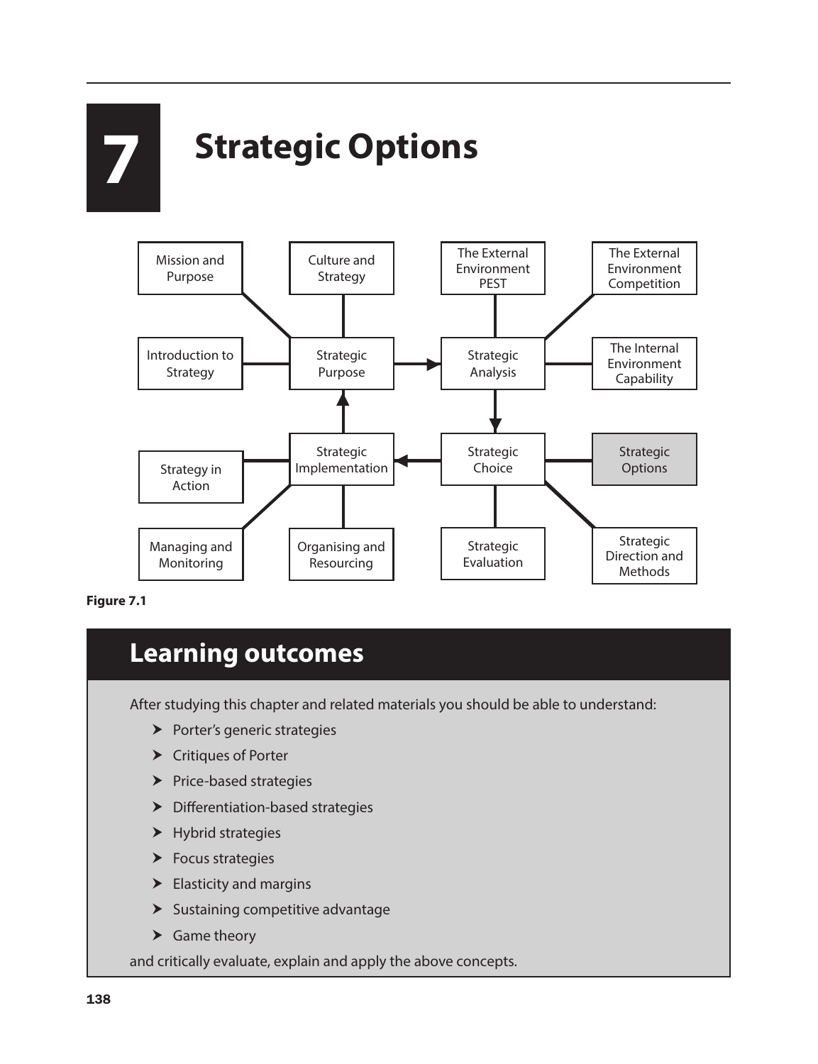# 7 Strategic Options

Figure 7.1

## Learning outcomes

After studying this chapter and related materials you should be able to understand:

- Porter's generic strategies
- Critiques of Porter
- Price-based strategies
- Differentiation-based strategies
- Hybrid strategies
- Focus strategies
- Elasticity and margins
- Sustaining competitive advantage
- Game theory

and critically evaluate, explain and apply the above concepts.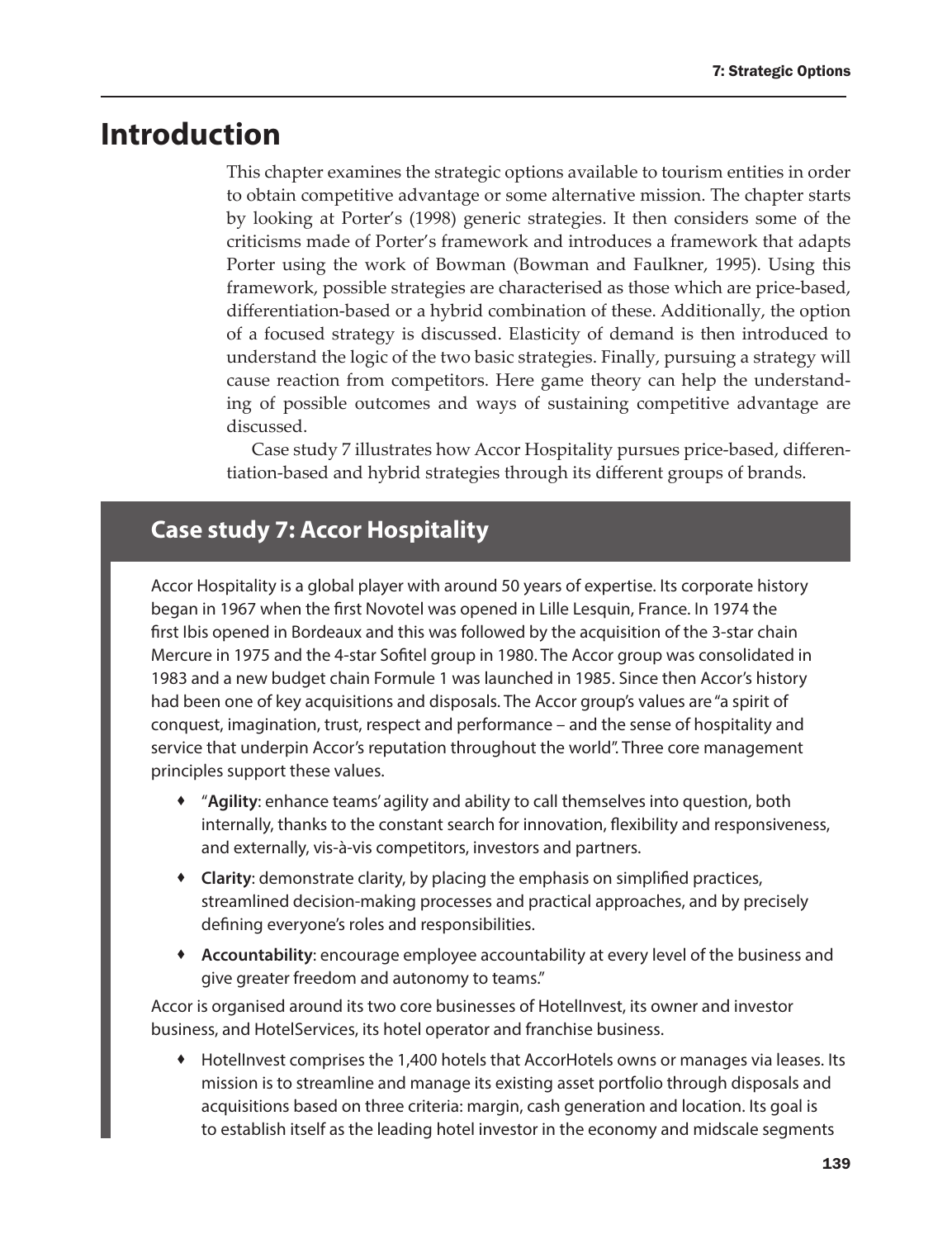# Introduction

This chapter examines the strategic options available to tourism entities in order to obtain competitive advantage or some alternative mission. The chapter starts by looking at Porter's (1998) generic strategies. It then considers some of the criticisms made of Porter's framework and introduces a framework that adapts Porter using the work of Bowman (Bowman and Faulkner, 1995). Using this framework, possible strategies are characterised as those which are price-based, differentiation-based or a hybrid combination of these. Additionally, the option of a focused strategy is discussed. Elasticity of demand is then introduced to understand the logic of the two basic strategies. Finally, pursuing a strategy will cause reaction from competitors. Here game theory can help the understanding of possible outcomes and ways of sustaining competitive advantage are discussed.

Case study 7 illustrates how Accor Hospitality pursues price-based, differentiation-based and hybrid strategies through its different groups of brands.

## Case study 7: Accor Hospitality

Accor Hospitality is a global player with around 50 years of expertise. Its corporate history began in 1967 when the first Novotel was opened in Lille Lesquin, France. In 1974 the first Ibis opened in Bordeaux and this was followed by the acquisition of the 3-star chain Mercure in 1975 and the 4-star Sofitel group in 1980. The Accor group was consolidated in 1983 and a new budget chain Formule 1 was launched in 1985. Since then Accor's history had been one of key acquisitions and disposals. The Accor group's values are "a spirit of conquest, imagination, trust, respect and performance – and the sense of hospitality and service that underpin Accor's reputation throughout the world". Three core management principles support these values.

- "**Agility**: enhance teams' agility and ability to call themselves into question, both internally, thanks to the constant search for innovation, flexibility and responsiveness, and externally, vis-à-vis competitors, investors and partners.
- **Clarity**: demonstrate clarity, by placing the emphasis on simplified practices, streamlined decision-making processes and practical approaches, and by precisely defining everyone's roles and responsibilities.
- **Accountability**: encourage employee accountability at every level of the business and give greater freedom and autonomy to teams."

Accor is organised around its two core businesses of HotelInvest, its owner and investor business, and HotelServices, its hotel operator and franchise business.

- HotelInvest comprises the 1,400 hotels that AccorHotels owns or manages via leases. Its mission is to streamline and manage its existing asset portfolio through disposals and acquisitions based on three criteria: margin, cash generation and location. Its goal is to establish itself as the leading hotel investor in the economy and midscale segments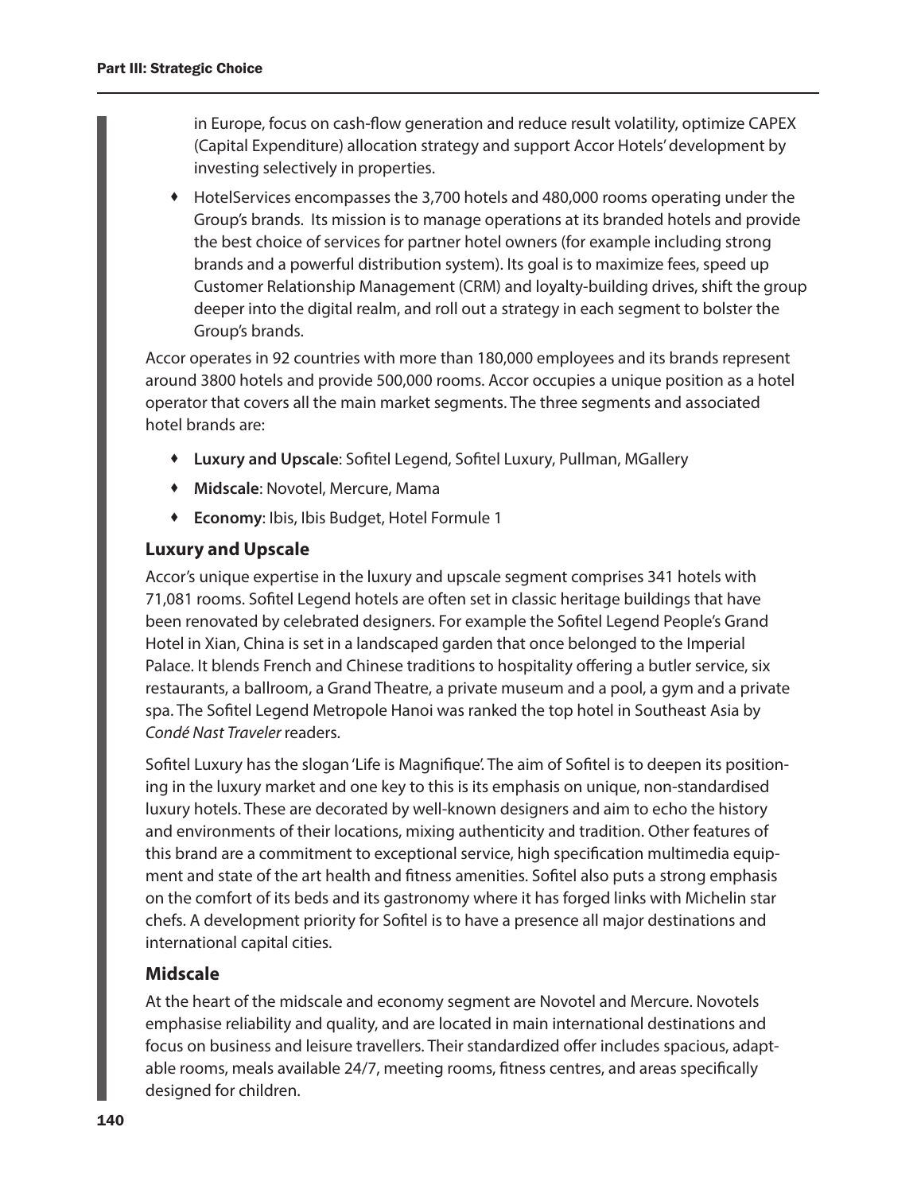in Europe, focus on cash-flow generation and reduce result volatility, optimize CAPEX (Capital Expenditure) allocation strategy and support Accor Hotels' development by investing selectively in properties.

- HotelServices encompasses the 3,700 hotels and 480,000 rooms operating under the Group's brands. Its mission is to manage operations at its branded hotels and provide the best choice of services for partner hotel owners (for example including strong brands and a powerful distribution system). Its goal is to maximize fees, speed up Customer Relationship Management (CRM) and loyalty-building drives, shift the group deeper into the digital realm, and roll out a strategy in each segment to bolster the Group's brands.

Accor operates in 92 countries with more than 180,000 employees and its brands represent around 3800 hotels and provide 500,000 rooms. Accor occupies a unique position as a hotel operator that covers all the main market segments. The three segments and associated hotel brands are:

- **Luxury and Upscale**: Sofitel Legend, Sofitel Luxury, Pullman, MGallery
- **Midscale**: Novotel, Mercure, Mama
- **Economy**: Ibis, Ibis Budget, Hotel Formule 1

### Luxury and Upscale

Accor's unique expertise in the luxury and upscale segment comprises 341 hotels with 71,081 rooms. Sofitel Legend hotels are often set in classic heritage buildings that have been renovated by celebrated designers. For example the Sofitel Legend People's Grand Hotel in Xian, China is set in a landscaped garden that once belonged to the Imperial Palace. It blends French and Chinese traditions to hospitality offering a butler service, six restaurants, a ballroom, a Grand Theatre, a private museum and a pool, a gym and a private spa. The Sofitel Legend Metropole Hanoi was ranked the top hotel in Southeast Asia by *Condé Nast Traveler* readers.

Sofitel Luxury has the slogan 'Life is Magnifique'. The aim of Sofitel is to deepen its positioning in the luxury market and one key to this is its emphasis on unique, non-standardised luxury hotels. These are decorated by well-known designers and aim to echo the history and environments of their locations, mixing authenticity and tradition. Other features of this brand are a commitment to exceptional service, high specification multimedia equipment and state of the art health and fitness amenities. Sofitel also puts a strong emphasis on the comfort of its beds and its gastronomy where it has forged links with Michelin star chefs. A development priority for Sofitel is to have a presence all major destinations and international capital cities.

### Midscale

At the heart of the midscale and economy segment are Novotel and Mercure. Novotels emphasise reliability and quality, and are located in main international destinations and focus on business and leisure travellers. Their standardized offer includes spacious, adaptable rooms, meals available 24/7, meeting rooms, fitness centres, and areas specifically designed for children.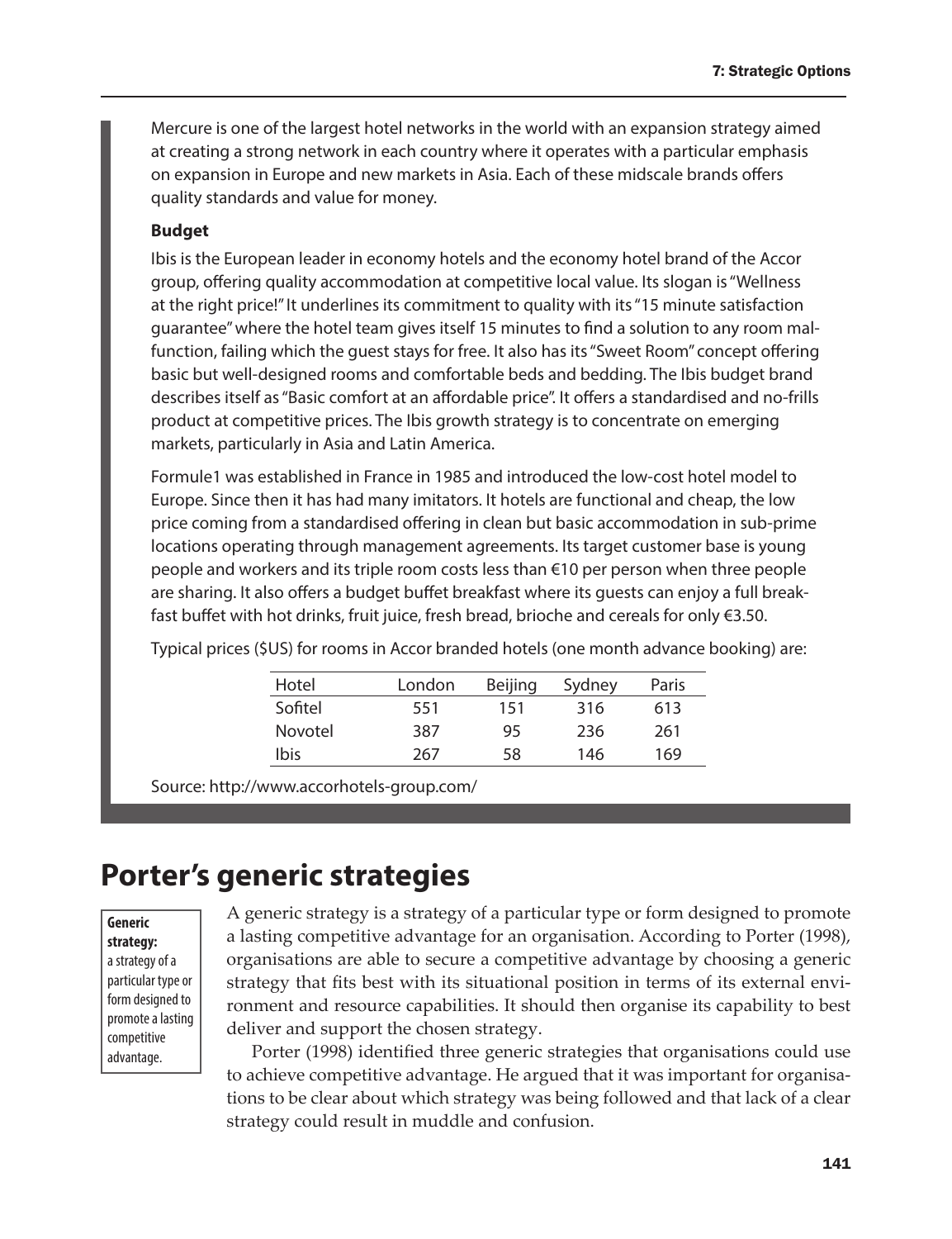Mercure is one of the largest hotel networks in the world with an expansion strategy aimed at creating a strong network in each country where it operates with a particular emphasis on expansion in Europe and new markets in Asia. Each of these midscale brands offers quality standards and value for money.

**Budget**

Ibis is the European leader in economy hotels and the economy hotel brand of the Accor group, offering quality accommodation at competitive local value. Its slogan is "Wellness at the right price!" It underlines its commitment to quality with its "15 minute satisfaction guarantee" where the hotel team gives itself 15 minutes to find a solution to any room malfunction, failing which the guest stays for free. It also has its "Sweet Room" concept offering basic but well-designed rooms and comfortable beds and bedding. The Ibis budget brand describes itself as "Basic comfort at an affordable price". It offers a standardised and no-frills product at competitive prices. The Ibis growth strategy is to concentrate on emerging markets, particularly in Asia and Latin America.

Formule1 was established in France in 1985 and introduced the low-cost hotel model to Europe. Since then it has had many imitators. It hotels are functional and cheap, the low price coming from a standardised offering in clean but basic accommodation in sub-prime locations operating through management agreements. Its target customer base is young people and workers and its triple room costs less than €10 per person when three people are sharing. It also offers a budget buffet breakfast where its guests can enjoy a full breakfast buffet with hot drinks, fruit juice, fresh bread, brioche and cereals for only €3.50.

Typical prices ($US) for rooms in Accor branded hotels (one month advance booking) are:

| Hotel | London | Beijing | Sydney | Paris |
|---|---|---|---|---|
| Sofitel | 551 | 151 | 316 | 613 |
| Novotel | 387 | 95 | 236 | 261 |
| Ibis | 267 | 58 | 146 | 169 |

Source: http://www.accorhotels-group.com/

## Porter's generic strategies

**Generic strategy:** a strategy of a particular type or form designed to promote a lasting competitive advantage.

A generic strategy is a strategy of a particular type or form designed to promote a lasting competitive advantage for an organisation. According to Porter (1998), organisations are able to secure a competitive advantage by choosing a generic strategy that fits best with its situational position in terms of its external environment and resource capabilities. It should then organise its capability to best deliver and support the chosen strategy.

Porter (1998) identified three generic strategies that organisations could use to achieve competitive advantage. He argued that it was important for organisations to be clear about which strategy was being followed and that lack of a clear strategy could result in muddle and confusion.